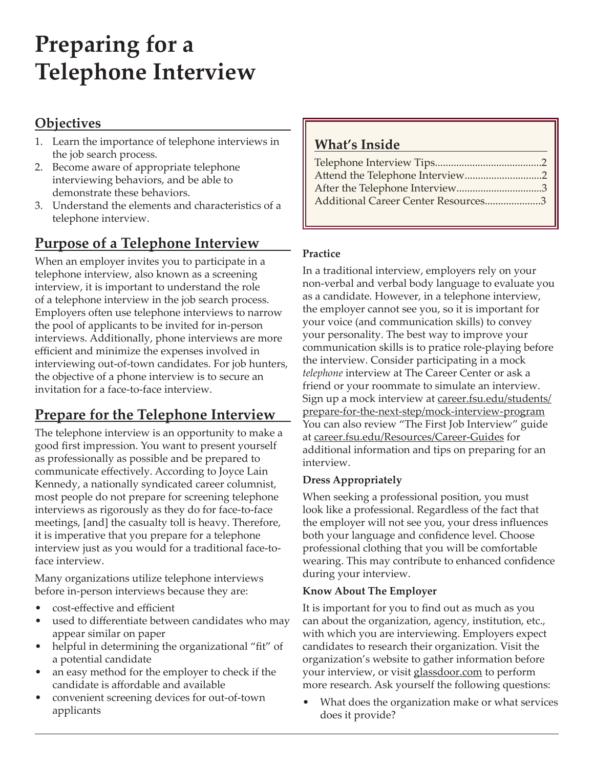# Preparing for a Telephone Interview

## Objectives

1. Learn the importance of telephone interviews in the job search process.
2. Become aware of appropriate telephone interviewing behaviors, and be able to demonstrate these behaviors.
3. Understand the elements and characteristics of a telephone interview.

## Purpose of a Telephone Interview

When an employer invites you to participate in a telephone interview, also known as a screening interview, it is important to understand the role of a telephone interview in the job search process. Employers often use telephone interviews to narrow the pool of applicants to be invited for in-person interviews. Additionally, phone interviews are more efficient and minimize the expenses involved in interviewing out-of-town candidates. For job hunters, the objective of a phone interview is to secure an invitation for a face-to-face interview.

## Prepare for the Telephone Interview

The telephone interview is an opportunity to make a good first impression. You want to present yourself as professionally as possible and be prepared to communicate effectively. According to Joyce Lain Kennedy, a nationally syndicated career columnist, most people do not prepare for screening telephone interviews as rigorously as they do for face-to-face meetings, [and] the casualty toll is heavy. Therefore, it is imperative that you prepare for a telephone interview just as you would for a traditional face-to-face interview.

Many organizations utilize telephone interviews before in-person interviews because they are:

- cost-effective and efficient
- used to differentiate between candidates who may appear similar on paper
- helpful in determining the organizational "fit" of a potential candidate
- an easy method for the employer to check if the candidate is affordable and available
- convenient screening devices for out-of-town applicants

## What's Inside

Telephone Interview Tips........................................2
Attend the Telephone Interview.............................2
After the Telephone Interview................................3
Additional Career Center Resources.....................3

**Practice**

In a traditional interview, employers rely on your non-verbal and verbal body language to evaluate you as a candidate. However, in a telephone interview, the employer cannot see you, so it is important for your voice (and communication skills) to convey your personality. The best way to improve your communication skills is to pratice role-playing before the interview. Consider participating in a mock *telephone* interview at The Career Center or ask a friend or your roommate to simulate an interview. Sign up a mock interview at career.fsu.edu/students/prepare-for-the-next-step/mock-interview-program You can also review "The First Job Interview" guide at career.fsu.edu/Resources/Career-Guides for additional information and tips on preparing for an interview.

**Dress Appropriately**

When seeking a professional position, you must look like a professional. Regardless of the fact that the employer will not see you, your dress influences both your language and confidence level. Choose professional clothing that you will be comfortable wearing. This may contribute to enhanced confidence during your interview.

**Know About The Employer**

It is important for you to find out as much as you can about the organization, agency, institution, etc., with which you are interviewing. Employers expect candidates to research their organization. Visit the organization's website to gather information before your interview, or visit glassdoor.com to perform more research. Ask yourself the following questions:

- What does the organization make or what services does it provide?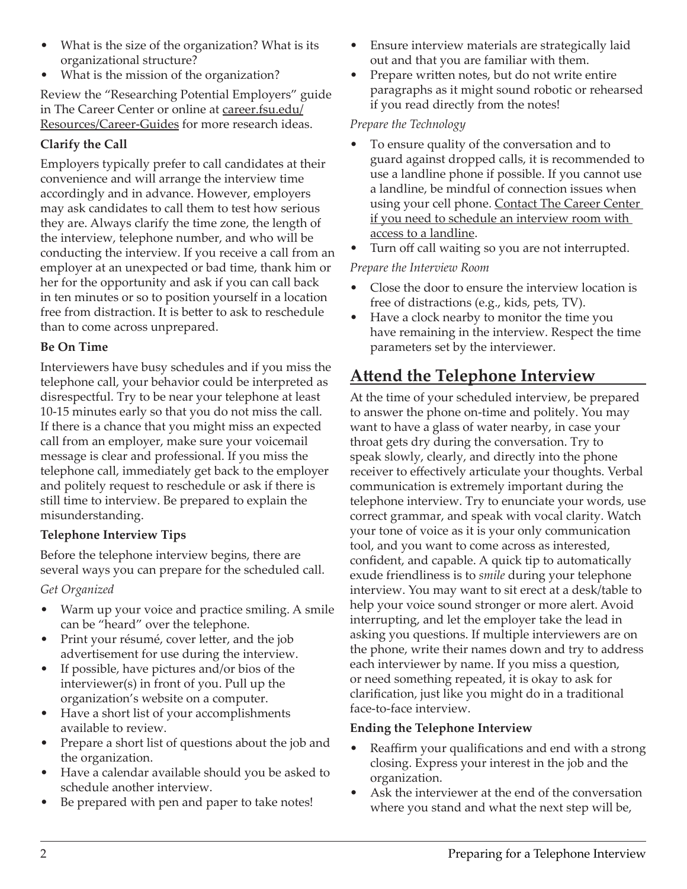- What is the size of the organization? What is its organizational structure?
- What is the mission of the organization?

Review the "Researching Potential Employers" guide in The Career Center or online at career.fsu.edu/Resources/Career-Guides for more research ideas.

**Clarify the Call**

Employers typically prefer to call candidates at their convenience and will arrange the interview time accordingly and in advance. However, employers may ask candidates to call them to test how serious they are. Always clarify the time zone, the length of the interview, telephone number, and who will be conducting the interview. If you receive a call from an employer at an unexpected or bad time, thank him or her for the opportunity and ask if you can call back in ten minutes or so to position yourself in a location free from distraction. It is better to ask to reschedule than to come across unprepared.

**Be On Time**

Interviewers have busy schedules and if you miss the telephone call, your behavior could be interpreted as disrespectful. Try to be near your telephone at least 10-15 minutes early so that you do not miss the call. If there is a chance that you might miss an expected call from an employer, make sure your voicemail message is clear and professional. If you miss the telephone call, immediately get back to the employer and politely request to reschedule or ask if there is still time to interview. Be prepared to explain the misunderstanding.

**Telephone Interview Tips**

Before the telephone interview begins, there are several ways you can prepare for the scheduled call.

*Get Organized*

- Warm up your voice and practice smiling. A smile can be "heard" over the telephone.
- Print your résumé, cover letter, and the job advertisement for use during the interview.
- If possible, have pictures and/or bios of the interviewer(s) in front of you. Pull up the organization's website on a computer.
- Have a short list of your accomplishments available to review.
- Prepare a short list of questions about the job and the organization.
- Have a calendar available should you be asked to schedule another interview.
- Be prepared with pen and paper to take notes!
- Ensure interview materials are strategically laid out and that you are familiar with them.
- Prepare written notes, but do not write entire paragraphs as it might sound robotic or rehearsed if you read directly from the notes!

*Prepare the Technology*

- To ensure quality of the conversation and to guard against dropped calls, it is recommended to use a landline phone if possible. If you cannot use a landline, be mindful of connection issues when using your cell phone. Contact The Career Center if you need to schedule an interview room with access to a landline.
- Turn off call waiting so you are not interrupted.

*Prepare the Interview Room*

- Close the door to ensure the interview location is free of distractions (e.g., kids, pets, TV).
- Have a clock nearby to monitor the time you have remaining in the interview. Respect the time parameters set by the interviewer.

## Attend the Telephone Interview

At the time of your scheduled interview, be prepared to answer the phone on-time and politely. You may want to have a glass of water nearby, in case your throat gets dry during the conversation. Try to speak slowly, clearly, and directly into the phone receiver to effectively articulate your thoughts. Verbal communication is extremely important during the telephone interview. Try to enunciate your words, use correct grammar, and speak with vocal clarity. Watch your tone of voice as it is your only communication tool, and you want to come across as interested, confident, and capable. A quick tip to automatically exude friendliness is to *smile* during your telephone interview. You may want to sit erect at a desk/table to help your voice sound stronger or more alert. Avoid interrupting, and let the employer take the lead in asking you questions. If multiple interviewers are on the phone, write their names down and try to address each interviewer by name. If you miss a question, or need something repeated, it is okay to ask for clarification, just like you might do in a traditional face-to-face interview.

**Ending the Telephone Interview**

- Reaffirm your qualifications and end with a strong closing. Express your interest in the job and the organization.
- Ask the interviewer at the end of the conversation where you stand and what the next step will be,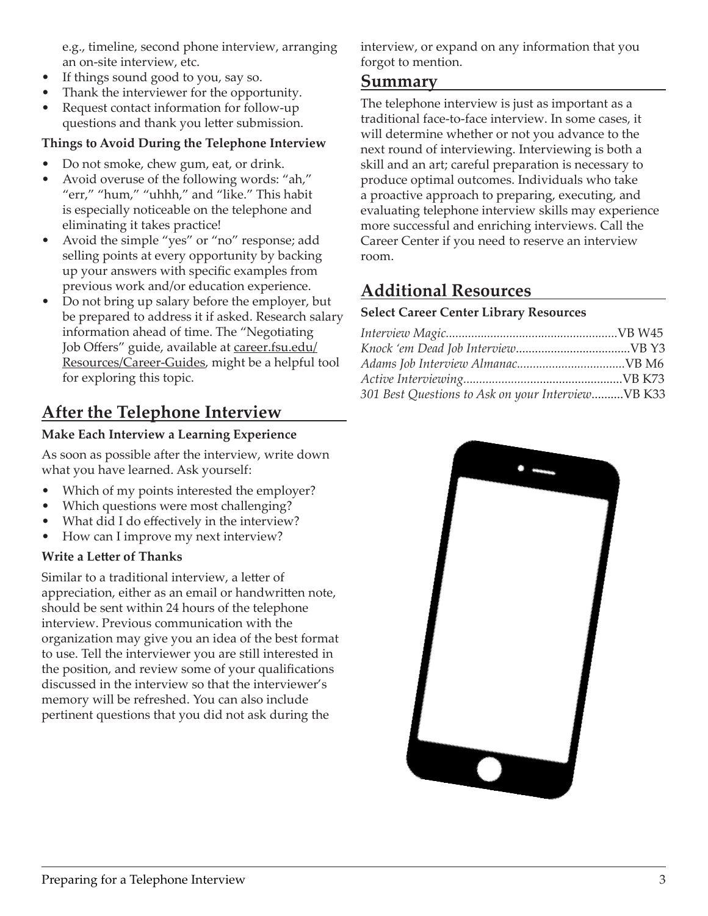e.g., timeline, second phone interview, arranging an on-site interview, etc.

- If things sound good to you, say so.
- Thank the interviewer for the opportunity.
- Request contact information for follow-up questions and thank you letter submission.

**Things to Avoid During the Telephone Interview**

- Do not smoke, chew gum, eat, or drink.
- Avoid overuse of the following words: "ah," "err," "hum," "uhhh," and "like." This habit is especially noticeable on the telephone and eliminating it takes practice!
- Avoid the simple "yes" or "no" response; add selling points at every opportunity by backing up your answers with specific examples from previous work and/or education experience.
- Do not bring up salary before the employer, but be prepared to address it if asked. Research salary information ahead of time. The "Negotiating Job Offers" guide, available at career.fsu.edu/Resources/Career-Guides, might be a helpful tool for exploring this topic.

## After the Telephone Interview

**Make Each Interview a Learning Experience**

As soon as possible after the interview, write down what you have learned. Ask yourself:

- Which of my points interested the employer?
- Which questions were most challenging?
- What did I do effectively in the interview?
- How can I improve my next interview?

**Write a Letter of Thanks**

Similar to a traditional interview, a letter of appreciation, either as an email or handwritten note, should be sent within 24 hours of the telephone interview. Previous communication with the organization may give you an idea of the best format to use. Tell the interviewer you are still interested in the position, and review some of your qualifications discussed in the interview so that the interviewer's memory will be refreshed. You can also include pertinent questions that you did not ask during the interview, or expand on any information that you forgot to mention.

## Summary

The telephone interview is just as important as a traditional face-to-face interview. In some cases, it will determine whether or not you advance to the next round of interviewing. Interviewing is both a skill and an art; careful preparation is necessary to produce optimal outcomes. Individuals who take a proactive approach to preparing, executing, and evaluating telephone interview skills may experience more successful and enriching interviews. Call the Career Center if you need to reserve an interview room.

## Additional Resources

**Select Career Center Library Resources**

*Interview Magic*......................................................VB W45
*Knock 'em Dead Job Interview*....................................VB Y3
*Adams Job Interview Almanac*..................................VB M6
*Active Interviewing*..................................................VB K73
*301 Best Questions to Ask on your Interview*..........VB K33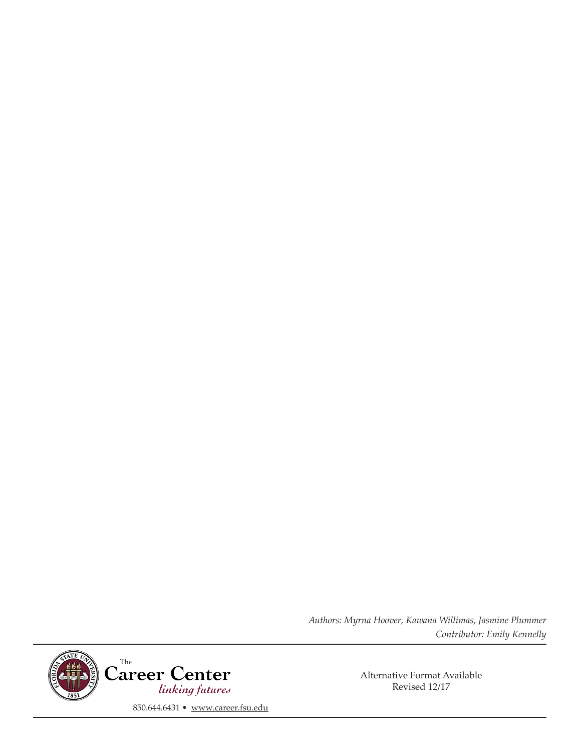*Authors: Myrna Hoover, Kawana Willimas, Jasmine Plummer*
*Contributor: Emily Kennelly*

The Career Center
*linking futures*

850.644.6431 • www.career.fsu.edu

Alternative Format Available
Revised 12/17